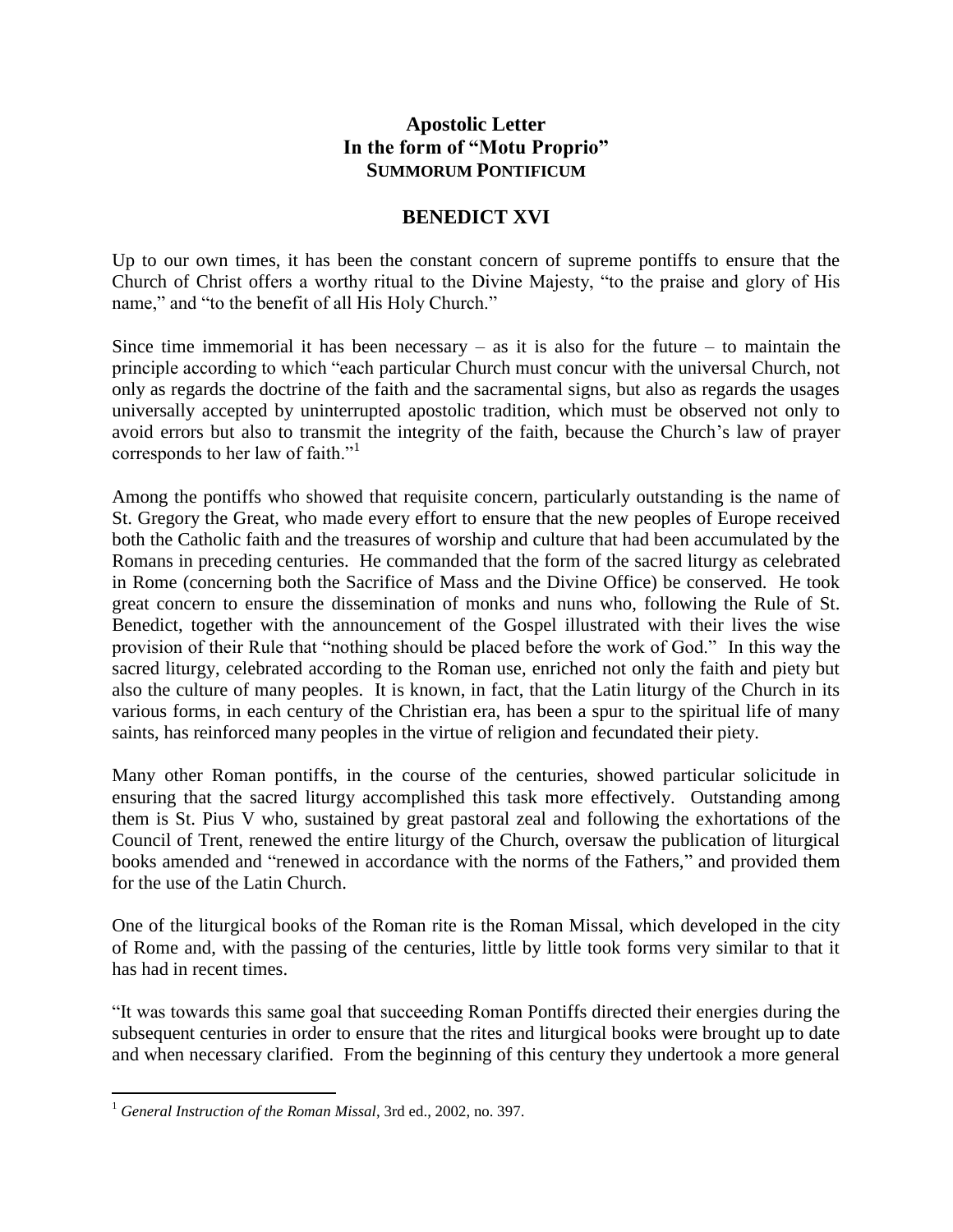# Apostolic Letter
# In the form of "Motu Proprio"
# SUMMORUM PONTIFICUM

## BENEDICT XVI

Up to our own times, it has been the constant concern of supreme pontiffs to ensure that the Church of Christ offers a worthy ritual to the Divine Majesty, "to the praise and glory of His name," and "to the benefit of all His Holy Church."

Since time immemorial it has been necessary – as it is also for the future – to maintain the principle according to which "each particular Church must concur with the universal Church, not only as regards the doctrine of the faith and the sacramental signs, but also as regards the usages universally accepted by uninterrupted apostolic tradition, which must be observed not only to avoid errors but also to transmit the integrity of the faith, because the Church's law of prayer corresponds to her law of faith."[1]

Among the pontiffs who showed that requisite concern, particularly outstanding is the name of St. Gregory the Great, who made every effort to ensure that the new peoples of Europe received both the Catholic faith and the treasures of worship and culture that had been accumulated by the Romans in preceding centuries. He commanded that the form of the sacred liturgy as celebrated in Rome (concerning both the Sacrifice of Mass and the Divine Office) be conserved. He took great concern to ensure the dissemination of monks and nuns who, following the Rule of St. Benedict, together with the announcement of the Gospel illustrated with their lives the wise provision of their Rule that "nothing should be placed before the work of God." In this way the sacred liturgy, celebrated according to the Roman use, enriched not only the faith and piety but also the culture of many peoples. It is known, in fact, that the Latin liturgy of the Church in its various forms, in each century of the Christian era, has been a spur to the spiritual life of many saints, has reinforced many peoples in the virtue of religion and fecundated their piety.

Many other Roman pontiffs, in the course of the centuries, showed particular solicitude in ensuring that the sacred liturgy accomplished this task more effectively. Outstanding among them is St. Pius V who, sustained by great pastoral zeal and following the exhortations of the Council of Trent, renewed the entire liturgy of the Church, oversaw the publication of liturgical books amended and "renewed in accordance with the norms of the Fathers," and provided them for the use of the Latin Church.

One of the liturgical books of the Roman rite is the Roman Missal, which developed in the city of Rome and, with the passing of the centuries, little by little took forms very similar to that it has had in recent times.

"It was towards this same goal that succeeding Roman Pontiffs directed their energies during the subsequent centuries in order to ensure that the rites and liturgical books were brought up to date and when necessary clarified. From the beginning of this century they undertook a more general

[1] *General Instruction of the Roman Missal*, 3rd ed., 2002, no. 397.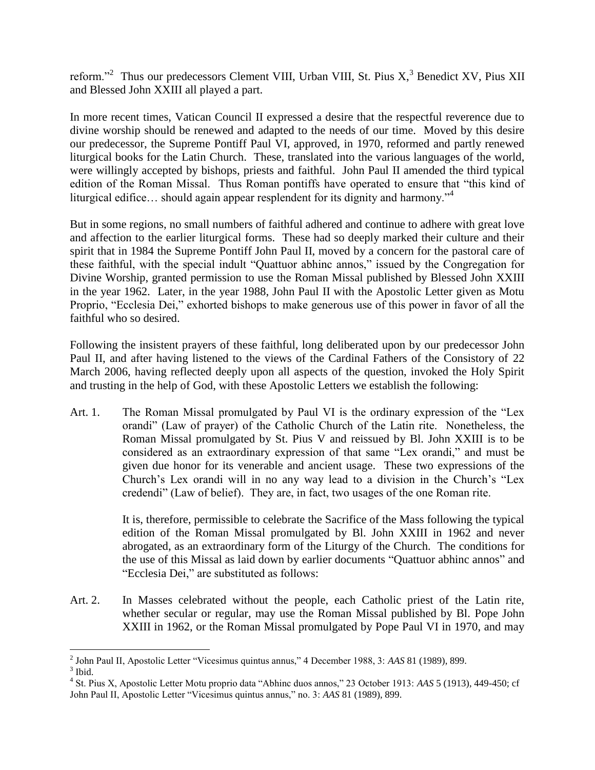reform."[2] Thus our predecessors Clement VIII, Urban VIII, St. Pius X,[3] Benedict XV, Pius XII and Blessed John XXIII all played a part.

In more recent times, Vatican Council II expressed a desire that the respectful reverence due to divine worship should be renewed and adapted to the needs of our time. Moved by this desire our predecessor, the Supreme Pontiff Paul VI, approved, in 1970, reformed and partly renewed liturgical books for the Latin Church. These, translated into the various languages of the world, were willingly accepted by bishops, priests and faithful. John Paul II amended the third typical edition of the Roman Missal. Thus Roman pontiffs have operated to ensure that "this kind of liturgical edifice… should again appear resplendent for its dignity and harmony."[4]

But in some regions, no small numbers of faithful adhered and continue to adhere with great love and affection to the earlier liturgical forms. These had so deeply marked their culture and their spirit that in 1984 the Supreme Pontiff John Paul II, moved by a concern for the pastoral care of these faithful, with the special indult "Quattuor abhinc annos," issued by the Congregation for Divine Worship, granted permission to use the Roman Missal published by Blessed John XXIII in the year 1962. Later, in the year 1988, John Paul II with the Apostolic Letter given as Motu Proprio, "Ecclesia Dei," exhorted bishops to make generous use of this power in favor of all the faithful who so desired.

Following the insistent prayers of these faithful, long deliberated upon by our predecessor John Paul II, and after having listened to the views of the Cardinal Fathers of the Consistory of 22 March 2006, having reflected deeply upon all aspects of the question, invoked the Holy Spirit and trusting in the help of God, with these Apostolic Letters we establish the following:

Art. 1. The Roman Missal promulgated by Paul VI is the ordinary expression of the "Lex orandi" (Law of prayer) of the Catholic Church of the Latin rite. Nonetheless, the Roman Missal promulgated by St. Pius V and reissued by Bl. John XXIII is to be considered as an extraordinary expression of that same "Lex orandi," and must be given due honor for its venerable and ancient usage. These two expressions of the Church's Lex orandi will in no any way lead to a division in the Church's "Lex credendi" (Law of belief). They are, in fact, two usages of the one Roman rite.

It is, therefore, permissible to celebrate the Sacrifice of the Mass following the typical edition of the Roman Missal promulgated by Bl. John XXIII in 1962 and never abrogated, as an extraordinary form of the Liturgy of the Church. The conditions for the use of this Missal as laid down by earlier documents "Quattuor abhinc annos" and "Ecclesia Dei," are substituted as follows:

Art. 2. In Masses celebrated without the people, each Catholic priest of the Latin rite, whether secular or regular, may use the Roman Missal published by Bl. Pope John XXIII in 1962, or the Roman Missal promulgated by Pope Paul VI in 1970, and may

---

[2] John Paul II, Apostolic Letter "Vicesimus quintus annus," 4 December 1988, 3: *AAS* 81 (1989), 899.

[3] Ibid.

[4] St. Pius X, Apostolic Letter Motu proprio data "Abhinc duos annos," 23 October 1913: *AAS* 5 (1913), 449-450; cf John Paul II, Apostolic Letter "Vicesimus quintus annus," no. 3: *AAS* 81 (1989), 899.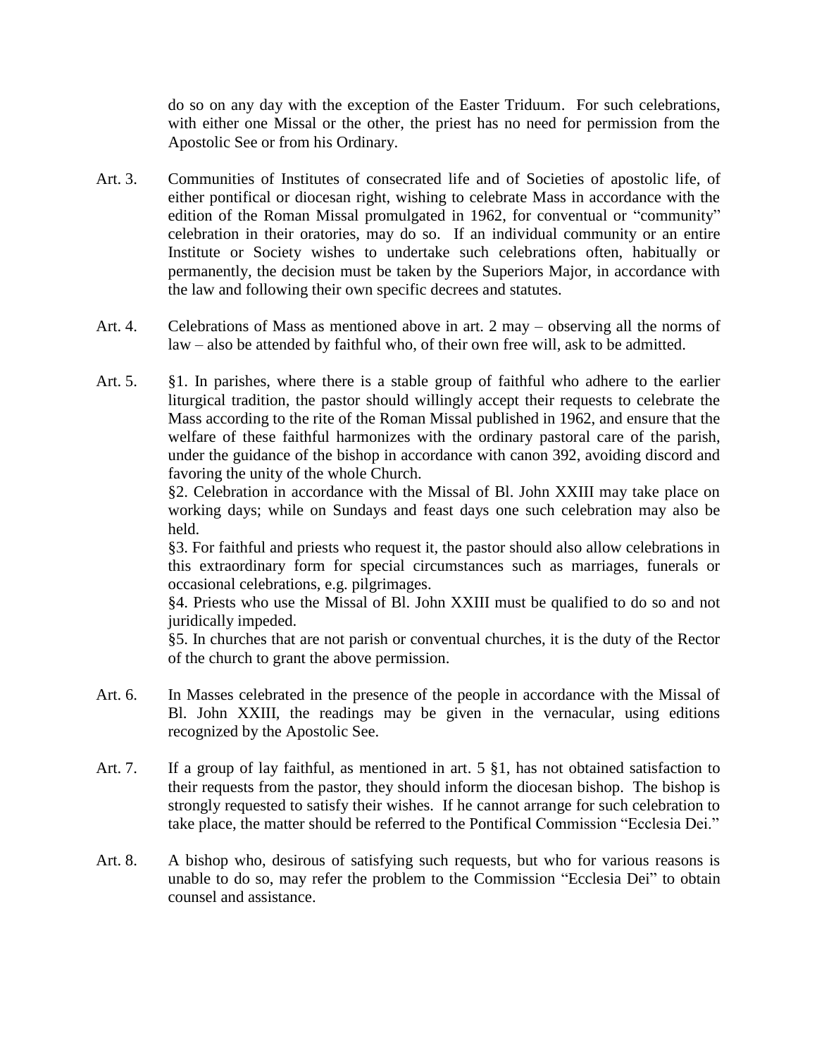do so on any day with the exception of the Easter Triduum. For such celebrations, with either one Missal or the other, the priest has no need for permission from the Apostolic See or from his Ordinary.

Art. 3. Communities of Institutes of consecrated life and of Societies of apostolic life, of either pontifical or diocesan right, wishing to celebrate Mass in accordance with the edition of the Roman Missal promulgated in 1962, for conventual or "community" celebration in their oratories, may do so. If an individual community or an entire Institute or Society wishes to undertake such celebrations often, habitually or permanently, the decision must be taken by the Superiors Major, in accordance with the law and following their own specific decrees and statutes.

Art. 4. Celebrations of Mass as mentioned above in art. 2 may – observing all the norms of law – also be attended by faithful who, of their own free will, ask to be admitted.

Art. 5. §1. In parishes, where there is a stable group of faithful who adhere to the earlier liturgical tradition, the pastor should willingly accept their requests to celebrate the Mass according to the rite of the Roman Missal published in 1962, and ensure that the welfare of these faithful harmonizes with the ordinary pastoral care of the parish, under the guidance of the bishop in accordance with canon 392, avoiding discord and favoring the unity of the whole Church.

§2. Celebration in accordance with the Missal of Bl. John XXIII may take place on working days; while on Sundays and feast days one such celebration may also be held.

§3. For faithful and priests who request it, the pastor should also allow celebrations in this extraordinary form for special circumstances such as marriages, funerals or occasional celebrations, e.g. pilgrimages.

§4. Priests who use the Missal of Bl. John XXIII must be qualified to do so and not juridically impeded.

§5. In churches that are not parish or conventual churches, it is the duty of the Rector of the church to grant the above permission.

Art. 6. In Masses celebrated in the presence of the people in accordance with the Missal of Bl. John XXIII, the readings may be given in the vernacular, using editions recognized by the Apostolic See.

Art. 7. If a group of lay faithful, as mentioned in art. 5 §1, has not obtained satisfaction to their requests from the pastor, they should inform the diocesan bishop. The bishop is strongly requested to satisfy their wishes. If he cannot arrange for such celebration to take place, the matter should be referred to the Pontifical Commission "Ecclesia Dei."

Art. 8. A bishop who, desirous of satisfying such requests, but who for various reasons is unable to do so, may refer the problem to the Commission "Ecclesia Dei" to obtain counsel and assistance.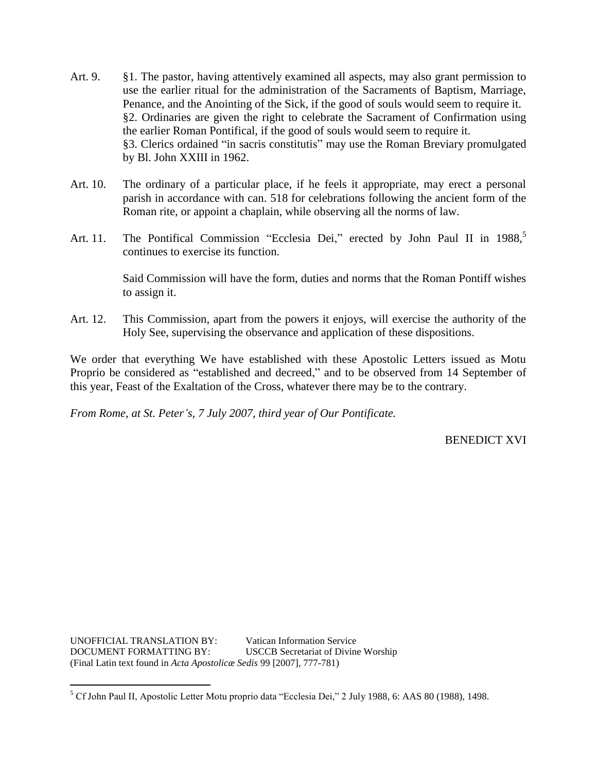Art. 9. §1. The pastor, having attentively examined all aspects, may also grant permission to use the earlier ritual for the administration of the Sacraments of Baptism, Marriage, Penance, and the Anointing of the Sick, if the good of souls would seem to require it.
§2. Ordinaries are given the right to celebrate the Sacrament of Confirmation using the earlier Roman Pontifical, if the good of souls would seem to require it.
§3. Clerics ordained "in sacris constitutis" may use the Roman Breviary promulgated by Bl. John XXIII in 1962.

Art. 10. The ordinary of a particular place, if he feels it appropriate, may erect a personal parish in accordance with can. 518 for celebrations following the ancient form of the Roman rite, or appoint a chaplain, while observing all the norms of law.

Art. 11. The Pontifical Commission "Ecclesia Dei," erected by John Paul II in 1988,[5] continues to exercise its function.

Said Commission will have the form, duties and norms that the Roman Pontiff wishes to assign it.

Art. 12. This Commission, apart from the powers it enjoys, will exercise the authority of the Holy See, supervising the observance and application of these dispositions.

We order that everything We have established with these Apostolic Letters issued as Motu Proprio be considered as "established and decreed," and to be observed from 14 September of this year, Feast of the Exaltation of the Cross, whatever there may be to the contrary.

*From Rome, at St. Peter's, 7 July 2007, third year of Our Pontificate.*

BENEDICT XVI

UNOFFICIAL TRANSLATION BY: Vatican Information Service
DOCUMENT FORMATTING BY: USCCB Secretariat of Divine Worship
(Final Latin text found in *Acta Apostolicæ Sedis* 99 [2007], 777-781)

[5] Cf John Paul II, Apostolic Letter Motu proprio data "Ecclesia Dei," 2 July 1988, 6: AAS 80 (1988), 1498.